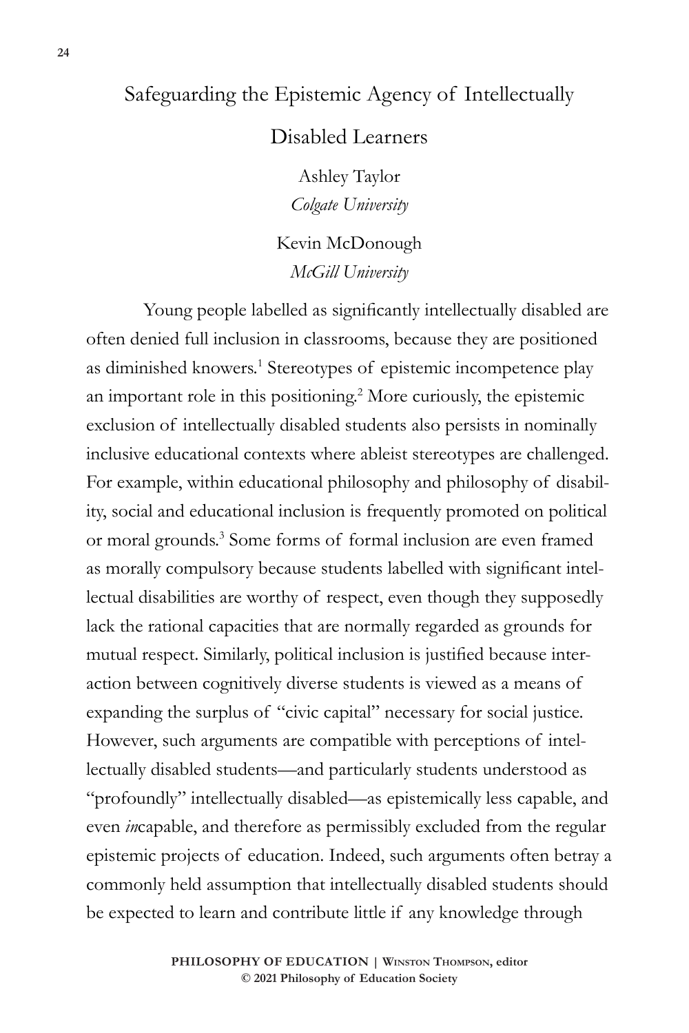# Safeguarding the Epistemic Agency of Intellectually Disabled Learners

Ashley Taylor
*Colgate University*

Kevin McDonough
*McGill University*

Young people labelled as significantly intellectually disabled are often denied full inclusion in classrooms, because they are positioned as diminished knowers.[1] Stereotypes of epistemic incompetence play an important role in this positioning.[2] More curiously, the epistemic exclusion of intellectually disabled students also persists in nominally inclusive educational contexts where ableist stereotypes are challenged. For example, within educational philosophy and philosophy of disability, social and educational inclusion is frequently promoted on political or moral grounds.[3] Some forms of formal inclusion are even framed as morally compulsory because students labelled with significant intellectual disabilities are worthy of respect, even though they supposedly lack the rational capacities that are normally regarded as grounds for mutual respect. Similarly, political inclusion is justified because interaction between cognitively diverse students is viewed as a means of expanding the surplus of "civic capital" necessary for social justice. However, such arguments are compatible with perceptions of intellectually disabled students—and particularly students understood as "profoundly" intellectually disabled—as epistemically less capable, and even *in*capable, and therefore as permissibly excluded from the regular epistemic projects of education. Indeed, such arguments often betray a commonly held assumption that intellectually disabled students should be expected to learn and contribute little if any knowledge through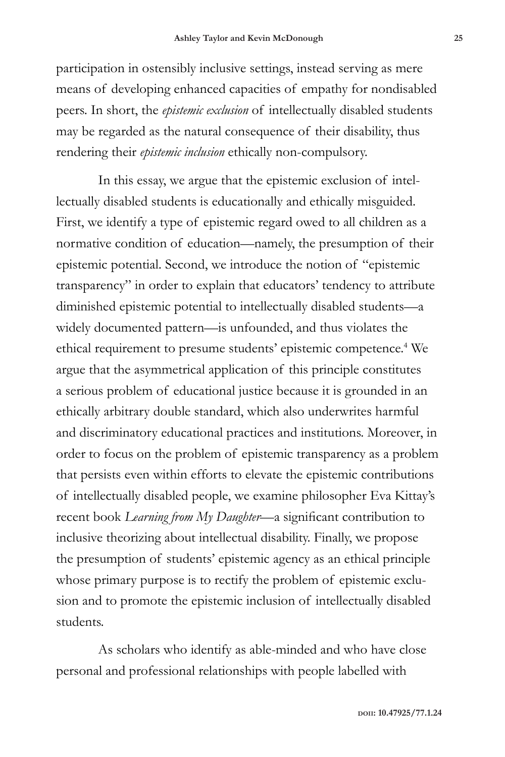participation in ostensibly inclusive settings, instead serving as mere means of developing enhanced capacities of empathy for nondisabled peers. In short, the *epistemic exclusion* of intellectually disabled students may be regarded as the natural consequence of their disability, thus rendering their *epistemic inclusion* ethically non-compulsory.

In this essay, we argue that the epistemic exclusion of intellectually disabled students is educationally and ethically misguided. First, we identify a type of epistemic regard owed to all children as a normative condition of education—namely, the presumption of their epistemic potential. Second, we introduce the notion of "epistemic transparency" in order to explain that educators' tendency to attribute diminished epistemic potential to intellectually disabled students—a widely documented pattern—is unfounded, and thus violates the ethical requirement to presume students' epistemic competence.[4] We argue that the asymmetrical application of this principle constitutes a serious problem of educational justice because it is grounded in an ethically arbitrary double standard, which also underwrites harmful and discriminatory educational practices and institutions. Moreover, in order to focus on the problem of epistemic transparency as a problem that persists even within efforts to elevate the epistemic contributions of intellectually disabled people, we examine philosopher Eva Kittay's recent book *Learning from My Daughter*—a significant contribution to inclusive theorizing about intellectual disability. Finally, we propose the presumption of students' epistemic agency as an ethical principle whose primary purpose is to rectify the problem of epistemic exclusion and to promote the epistemic inclusion of intellectually disabled students.

As scholars who identify as able-minded and who have close personal and professional relationships with people labelled with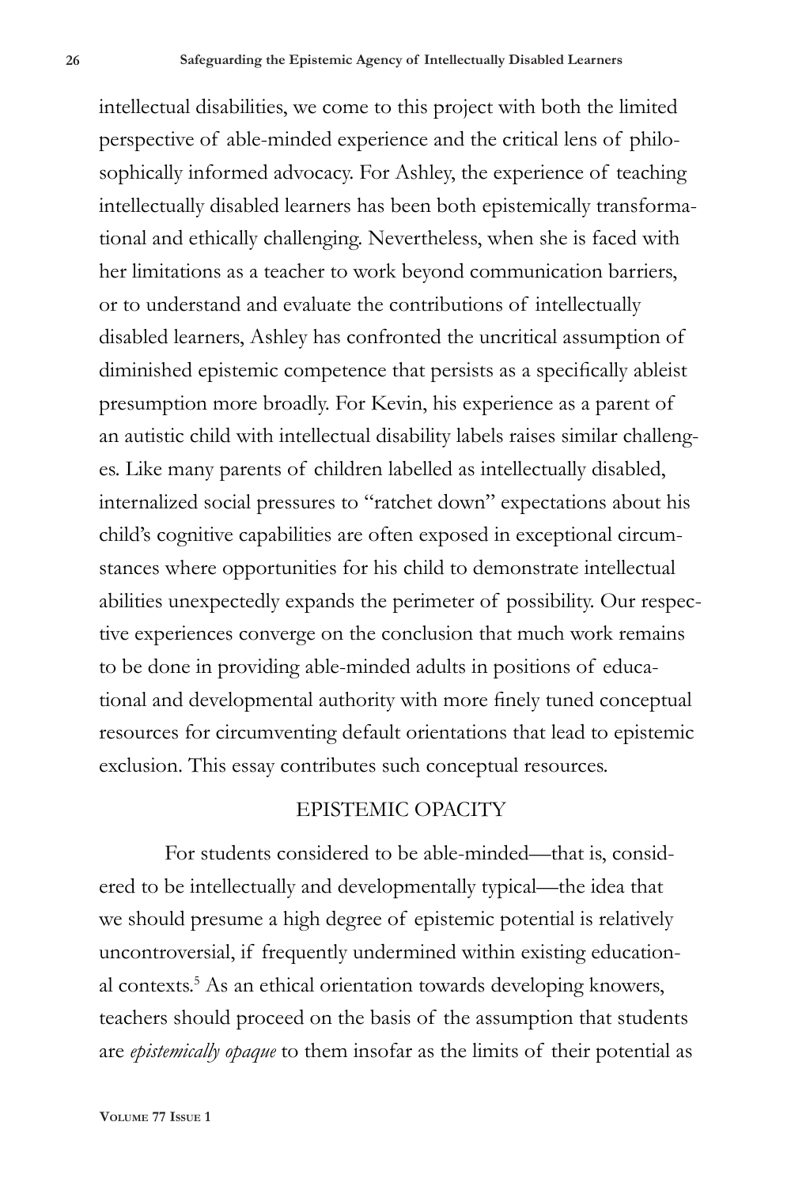intellectual disabilities, we come to this project with both the limited perspective of able-minded experience and the critical lens of philosophically informed advocacy. For Ashley, the experience of teaching intellectually disabled learners has been both epistemically transformational and ethically challenging. Nevertheless, when she is faced with her limitations as a teacher to work beyond communication barriers, or to understand and evaluate the contributions of intellectually disabled learners, Ashley has confronted the uncritical assumption of diminished epistemic competence that persists as a specifically ableist presumption more broadly. For Kevin, his experience as a parent of an autistic child with intellectual disability labels raises similar challenges. Like many parents of children labelled as intellectually disabled, internalized social pressures to "ratchet down" expectations about his child's cognitive capabilities are often exposed in exceptional circumstances where opportunities for his child to demonstrate intellectual abilities unexpectedly expands the perimeter of possibility. Our respective experiences converge on the conclusion that much work remains to be done in providing able-minded adults in positions of educational and developmental authority with more finely tuned conceptual resources for circumventing default orientations that lead to epistemic exclusion. This essay contributes such conceptual resources.

## EPISTEMIC OPACITY

For students considered to be able-minded—that is, considered to be intellectually and developmentally typical—the idea that we should presume a high degree of epistemic potential is relatively uncontroversial, if frequently undermined within existing educational contexts.[5] As an ethical orientation towards developing knowers, teachers should proceed on the basis of the assumption that students are *epistemically opaque* to them insofar as the limits of their potential as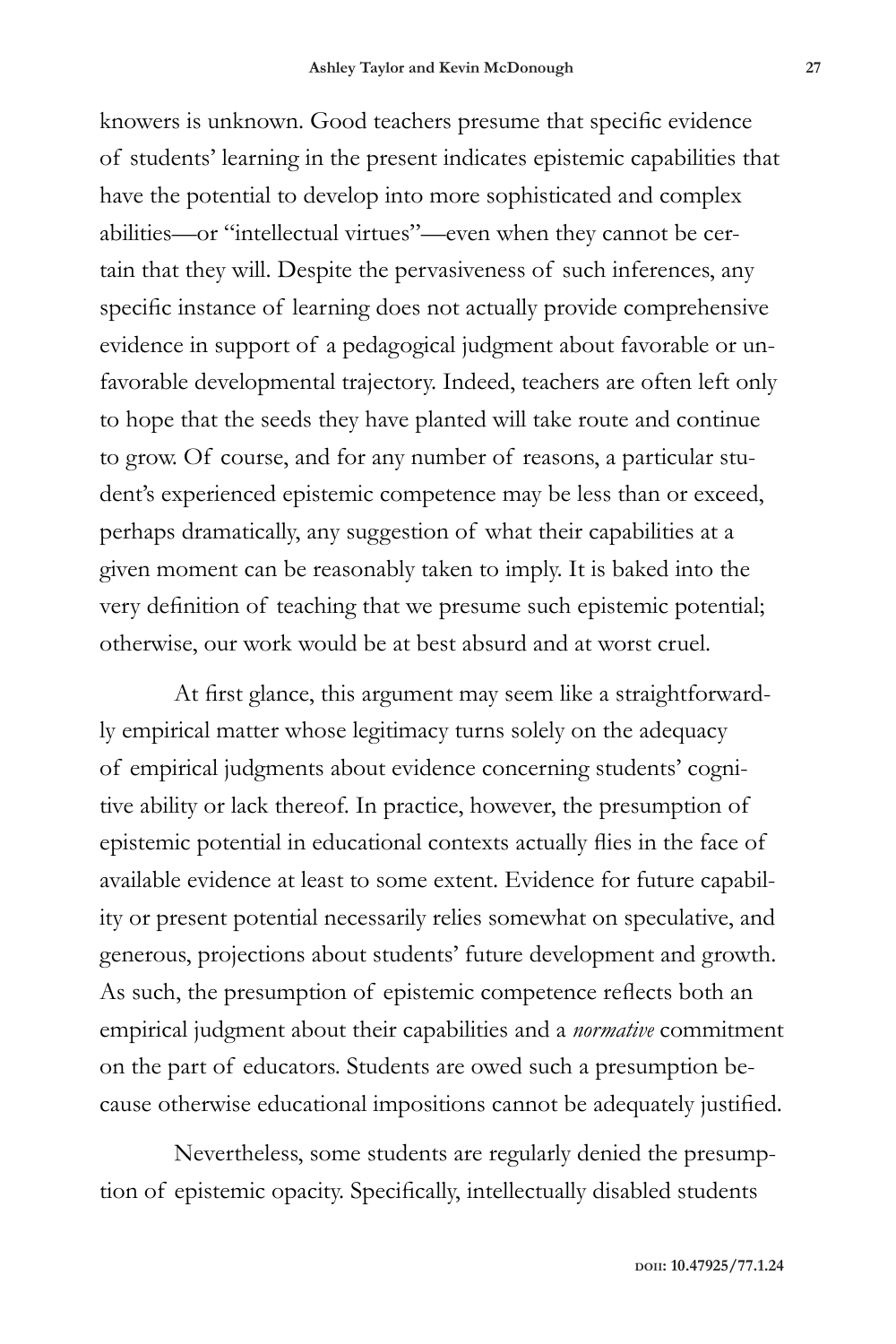knowers is unknown. Good teachers presume that specific evidence of students' learning in the present indicates epistemic capabilities that have the potential to develop into more sophisticated and complex abilities—or "intellectual virtues"—even when they cannot be certain that they will. Despite the pervasiveness of such inferences, any specific instance of learning does not actually provide comprehensive evidence in support of a pedagogical judgment about favorable or unfavorable developmental trajectory. Indeed, teachers are often left only to hope that the seeds they have planted will take route and continue to grow. Of course, and for any number of reasons, a particular student's experienced epistemic competence may be less than or exceed, perhaps dramatically, any suggestion of what their capabilities at a given moment can be reasonably taken to imply. It is baked into the very definition of teaching that we presume such epistemic potential; otherwise, our work would be at best absurd and at worst cruel.

At first glance, this argument may seem like a straightforwardly empirical matter whose legitimacy turns solely on the adequacy of empirical judgments about evidence concerning students' cognitive ability or lack thereof. In practice, however, the presumption of epistemic potential in educational contexts actually flies in the face of available evidence at least to some extent. Evidence for future capability or present potential necessarily relies somewhat on speculative, and generous, projections about students' future development and growth. As such, the presumption of epistemic competence reflects both an empirical judgment about their capabilities and a *normative* commitment on the part of educators. Students are owed such a presumption because otherwise educational impositions cannot be adequately justified.

Nevertheless, some students are regularly denied the presumption of epistemic opacity. Specifically, intellectually disabled students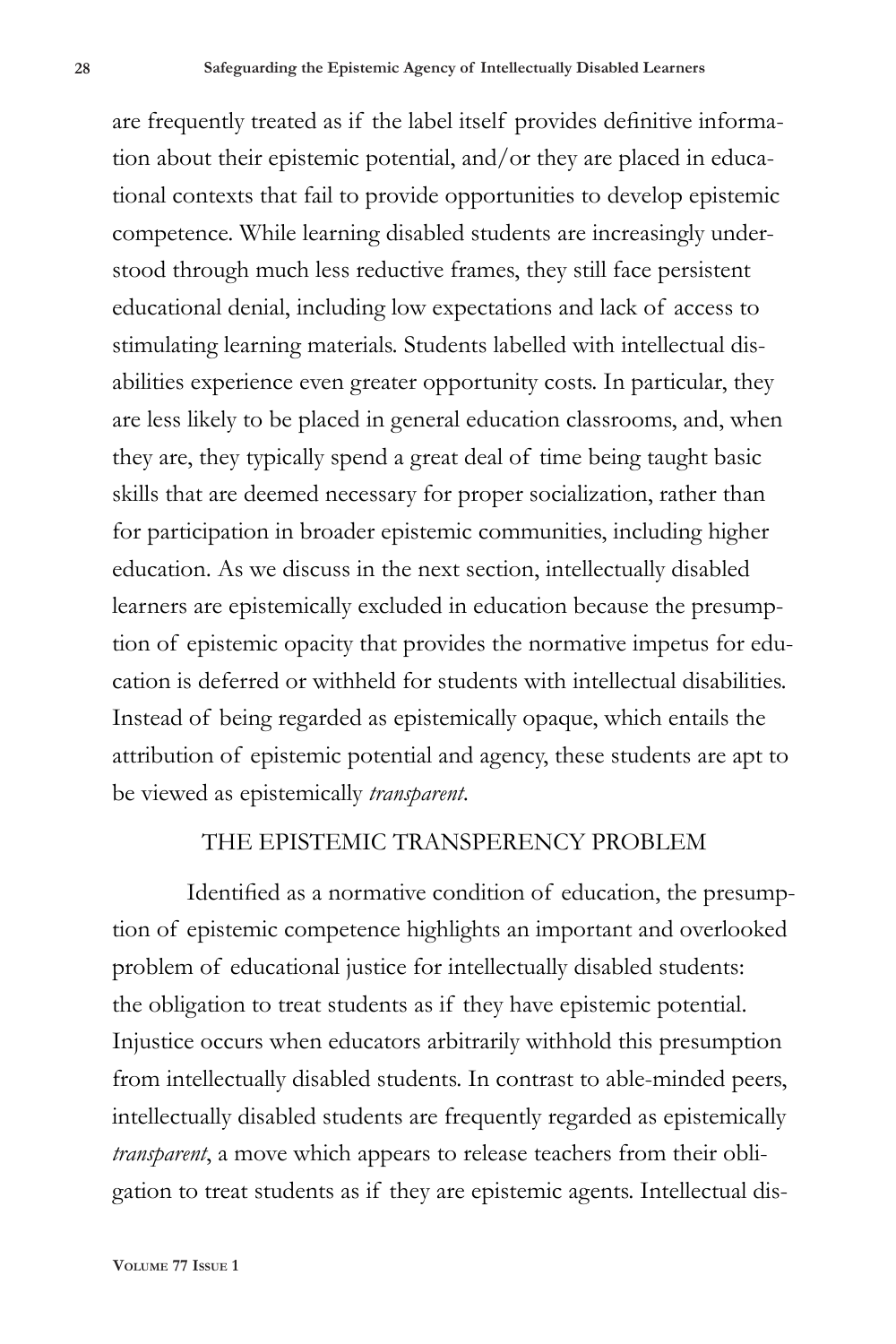are frequently treated as if the label itself provides definitive information about their epistemic potential, and/or they are placed in educational contexts that fail to provide opportunities to develop epistemic competence. While learning disabled students are increasingly understood through much less reductive frames, they still face persistent educational denial, including low expectations and lack of access to stimulating learning materials. Students labelled with intellectual disabilities experience even greater opportunity costs. In particular, they are less likely to be placed in general education classrooms, and, when they are, they typically spend a great deal of time being taught basic skills that are deemed necessary for proper socialization, rather than for participation in broader epistemic communities, including higher education. As we discuss in the next section, intellectually disabled learners are epistemically excluded in education because the presumption of epistemic opacity that provides the normative impetus for education is deferred or withheld for students with intellectual disabilities. Instead of being regarded as epistemically opaque, which entails the attribution of epistemic potential and agency, these students are apt to be viewed as epistemically *transparent*.

## THE EPISTEMIC TRANSPERENCY PROBLEM

Identified as a normative condition of education, the presumption of epistemic competence highlights an important and overlooked problem of educational justice for intellectually disabled students: the obligation to treat students as if they have epistemic potential. Injustice occurs when educators arbitrarily withhold this presumption from intellectually disabled students. In contrast to able-minded peers, intellectually disabled students are frequently regarded as epistemically *transparent*, a move which appears to release teachers from their obligation to treat students as if they are epistemic agents. Intellectual dis-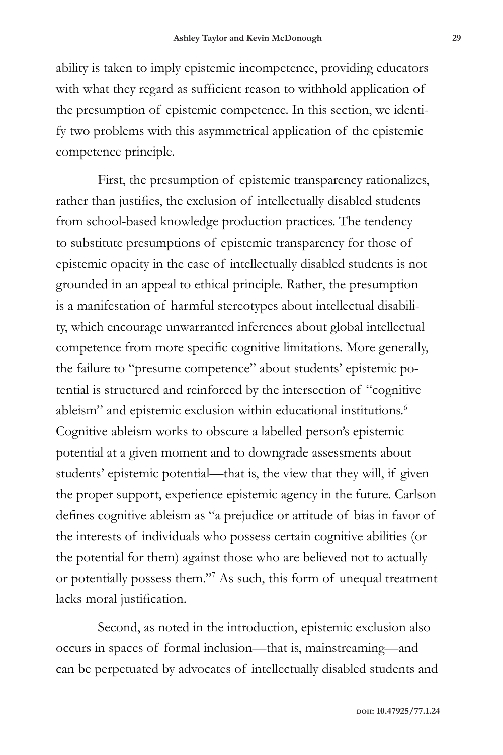ability is taken to imply epistemic incompetence, providing educators with what they regard as sufficient reason to withhold application of the presumption of epistemic competence. In this section, we identify two problems with this asymmetrical application of the epistemic competence principle.

First, the presumption of epistemic transparency rationalizes, rather than justifies, the exclusion of intellectually disabled students from school-based knowledge production practices. The tendency to substitute presumptions of epistemic transparency for those of epistemic opacity in the case of intellectually disabled students is not grounded in an appeal to ethical principle. Rather, the presumption is a manifestation of harmful stereotypes about intellectual disability, which encourage unwarranted inferences about global intellectual competence from more specific cognitive limitations. More generally, the failure to "presume competence" about students' epistemic potential is structured and reinforced by the intersection of "cognitive ableism" and epistemic exclusion within educational institutions.[6] Cognitive ableism works to obscure a labelled person's epistemic potential at a given moment and to downgrade assessments about students' epistemic potential—that is, the view that they will, if given the proper support, experience epistemic agency in the future. Carlson defines cognitive ableism as "a prejudice or attitude of bias in favor of the interests of individuals who possess certain cognitive abilities (or the potential for them) against those who are believed not to actually or potentially possess them."[7] As such, this form of unequal treatment lacks moral justification.

Second, as noted in the introduction, epistemic exclusion also occurs in spaces of formal inclusion—that is, mainstreaming—and can be perpetuated by advocates of intellectually disabled students and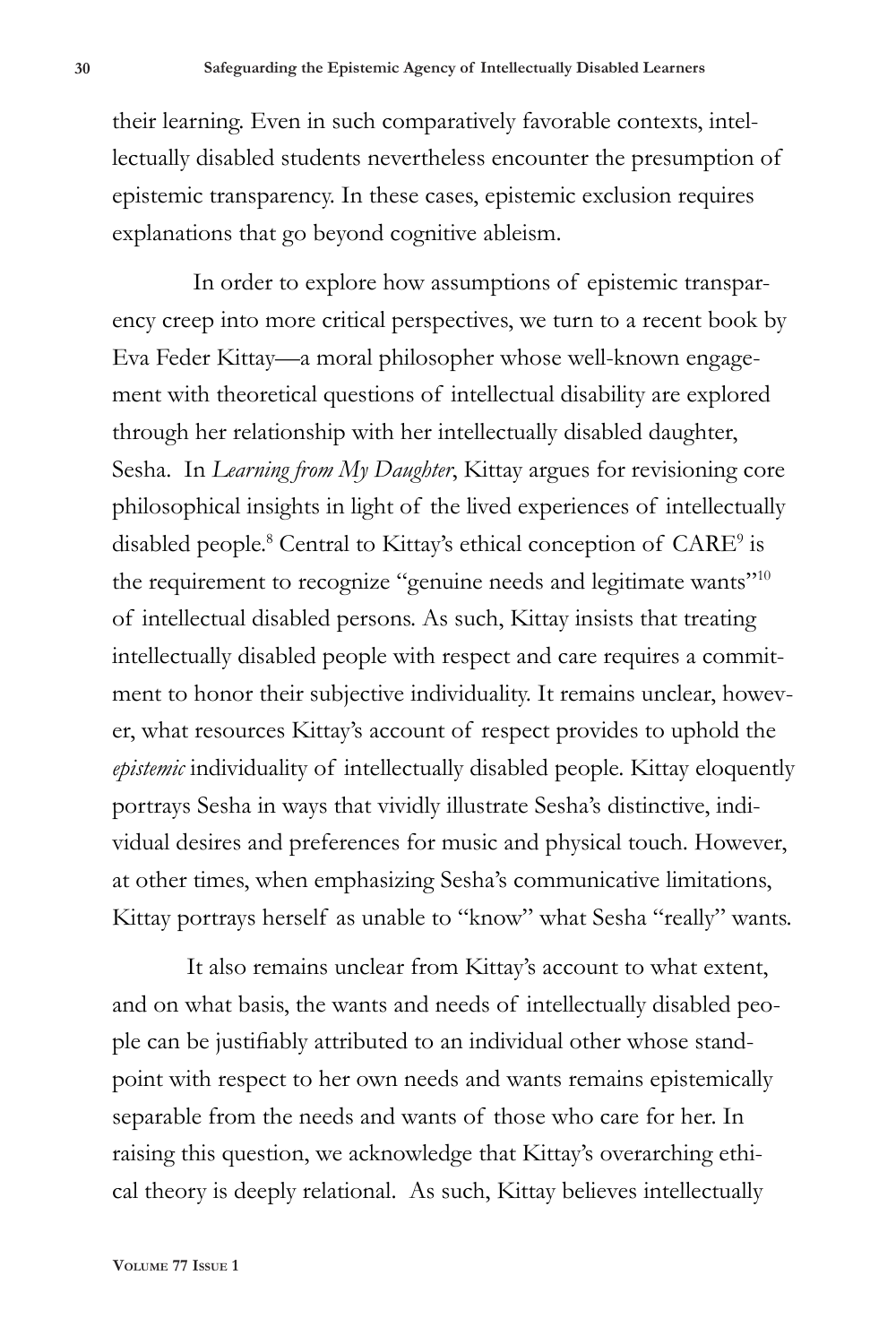their learning. Even in such comparatively favorable contexts, intellectually disabled students nevertheless encounter the presumption of epistemic transparency. In these cases, epistemic exclusion requires explanations that go beyond cognitive ableism.

In order to explore how assumptions of epistemic transparency creep into more critical perspectives, we turn to a recent book by Eva Feder Kittay—a moral philosopher whose well-known engagement with theoretical questions of intellectual disability are explored through her relationship with her intellectually disabled daughter, Sesha. In *Learning from My Daughter*, Kittay argues for revisioning core philosophical insights in light of the lived experiences of intellectually disabled people.[8] Central to Kittay's ethical conception of CARE[9] is the requirement to recognize "genuine needs and legitimate wants"[10] of intellectual disabled persons. As such, Kittay insists that treating intellectually disabled people with respect and care requires a commitment to honor their subjective individuality. It remains unclear, however, what resources Kittay's account of respect provides to uphold the *epistemic* individuality of intellectually disabled people. Kittay eloquently portrays Sesha in ways that vividly illustrate Sesha's distinctive, individual desires and preferences for music and physical touch. However, at other times, when emphasizing Sesha's communicative limitations, Kittay portrays herself as unable to "know" what Sesha "really" wants.

It also remains unclear from Kittay's account to what extent, and on what basis, the wants and needs of intellectually disabled people can be justifiably attributed to an individual other whose standpoint with respect to her own needs and wants remains epistemically separable from the needs and wants of those who care for her. In raising this question, we acknowledge that Kittay's overarching ethical theory is deeply relational. As such, Kittay believes intellectually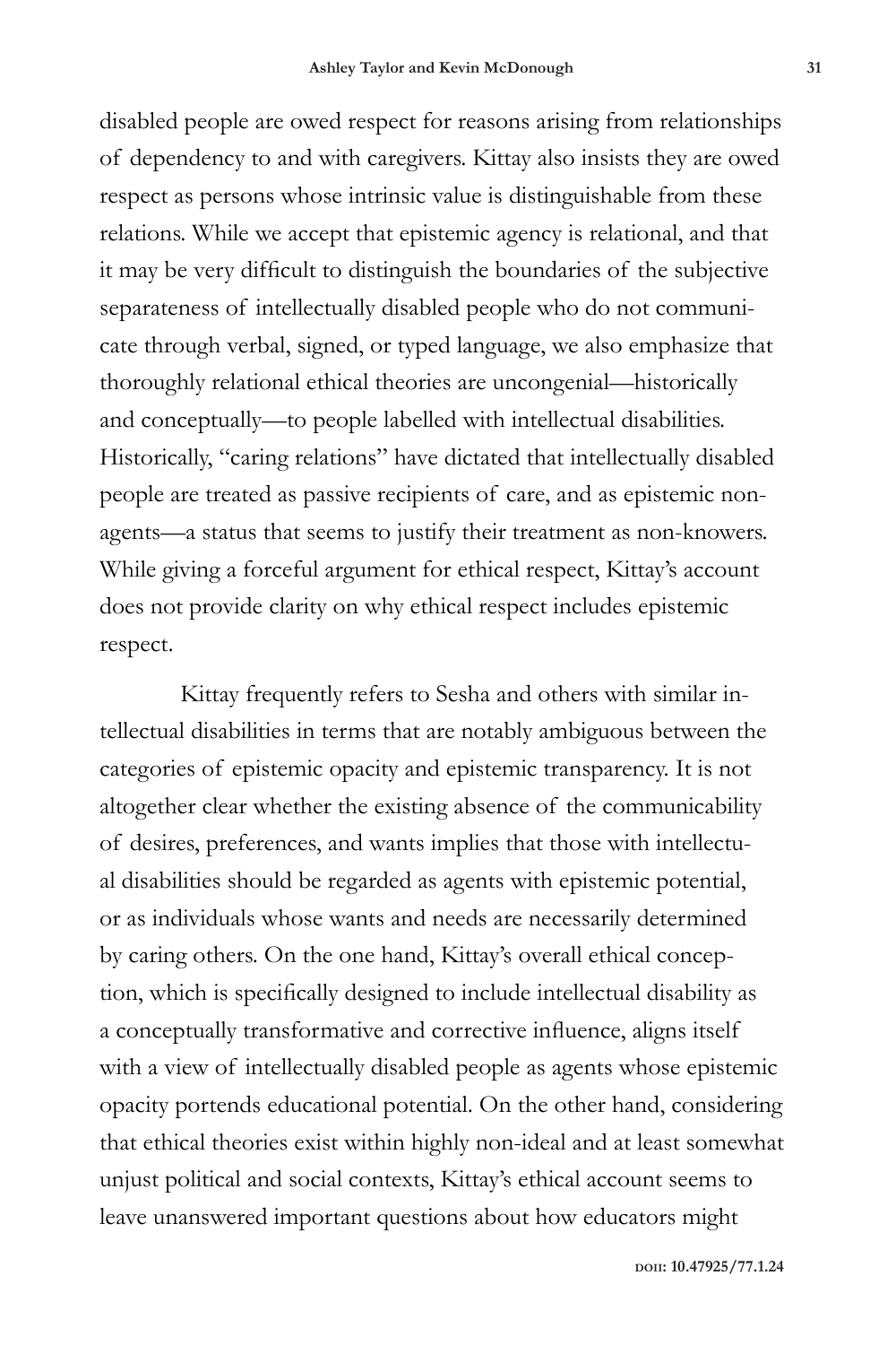disabled people are owed respect for reasons arising from relationships of dependency to and with caregivers. Kittay also insists they are owed respect as persons whose intrinsic value is distinguishable from these relations. While we accept that epistemic agency is relational, and that it may be very difficult to distinguish the boundaries of the subjective separateness of intellectually disabled people who do not communicate through verbal, signed, or typed language, we also emphasize that thoroughly relational ethical theories are uncongenial—historically and conceptually—to people labelled with intellectual disabilities. Historically, "caring relations" have dictated that intellectually disabled people are treated as passive recipients of care, and as epistemic non-agents—a status that seems to justify their treatment as non-knowers. While giving a forceful argument for ethical respect, Kittay's account does not provide clarity on why ethical respect includes epistemic respect.

Kittay frequently refers to Sesha and others with similar intellectual disabilities in terms that are notably ambiguous between the categories of epistemic opacity and epistemic transparency. It is not altogether clear whether the existing absence of the communicability of desires, preferences, and wants implies that those with intellectual disabilities should be regarded as agents with epistemic potential, or as individuals whose wants and needs are necessarily determined by caring others. On the one hand, Kittay's overall ethical conception, which is specifically designed to include intellectual disability as a conceptually transformative and corrective influence, aligns itself with a view of intellectually disabled people as agents whose epistemic opacity portends educational potential. On the other hand, considering that ethical theories exist within highly non-ideal and at least somewhat unjust political and social contexts, Kittay's ethical account seems to leave unanswered important questions about how educators might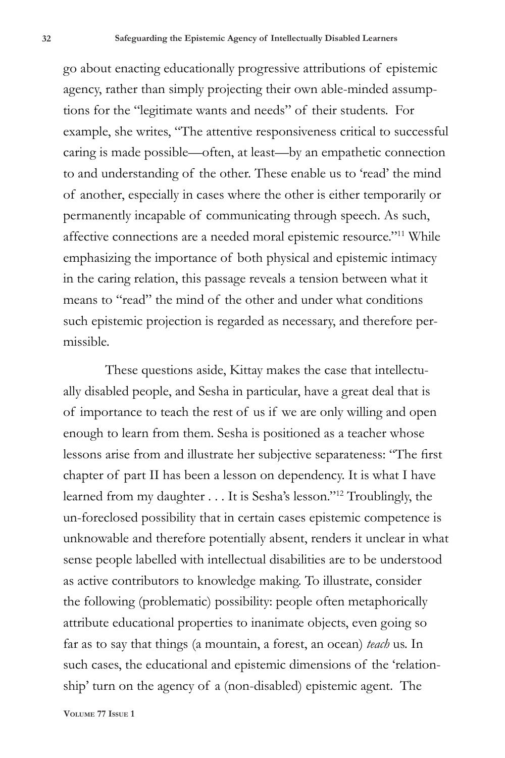go about enacting educationally progressive attributions of epistemic agency, rather than simply projecting their own able-minded assumptions for the "legitimate wants and needs" of their students. For example, she writes, "The attentive responsiveness critical to successful caring is made possible—often, at least—by an empathetic connection to and understanding of the other. These enable us to 'read' the mind of another, especially in cases where the other is either temporarily or permanently incapable of communicating through speech. As such, affective connections are a needed moral epistemic resource."[11] While emphasizing the importance of both physical and epistemic intimacy in the caring relation, this passage reveals a tension between what it means to "read" the mind of the other and under what conditions such epistemic projection is regarded as necessary, and therefore permissible.

These questions aside, Kittay makes the case that intellectually disabled people, and Sesha in particular, have a great deal that is of importance to teach the rest of us if we are only willing and open enough to learn from them. Sesha is positioned as a teacher whose lessons arise from and illustrate her subjective separateness: "The first chapter of part II has been a lesson on dependency. It is what I have learned from my daughter . . . It is Sesha's lesson."[12] Troublingly, the un-foreclosed possibility that in certain cases epistemic competence is unknowable and therefore potentially absent, renders it unclear in what sense people labelled with intellectual disabilities are to be understood as active contributors to knowledge making. To illustrate, consider the following (problematic) possibility: people often metaphorically attribute educational properties to inanimate objects, even going so far as to say that things (a mountain, a forest, an ocean) *teach* us. In such cases, the educational and epistemic dimensions of the 'relationship' turn on the agency of a (non-disabled) epistemic agent. The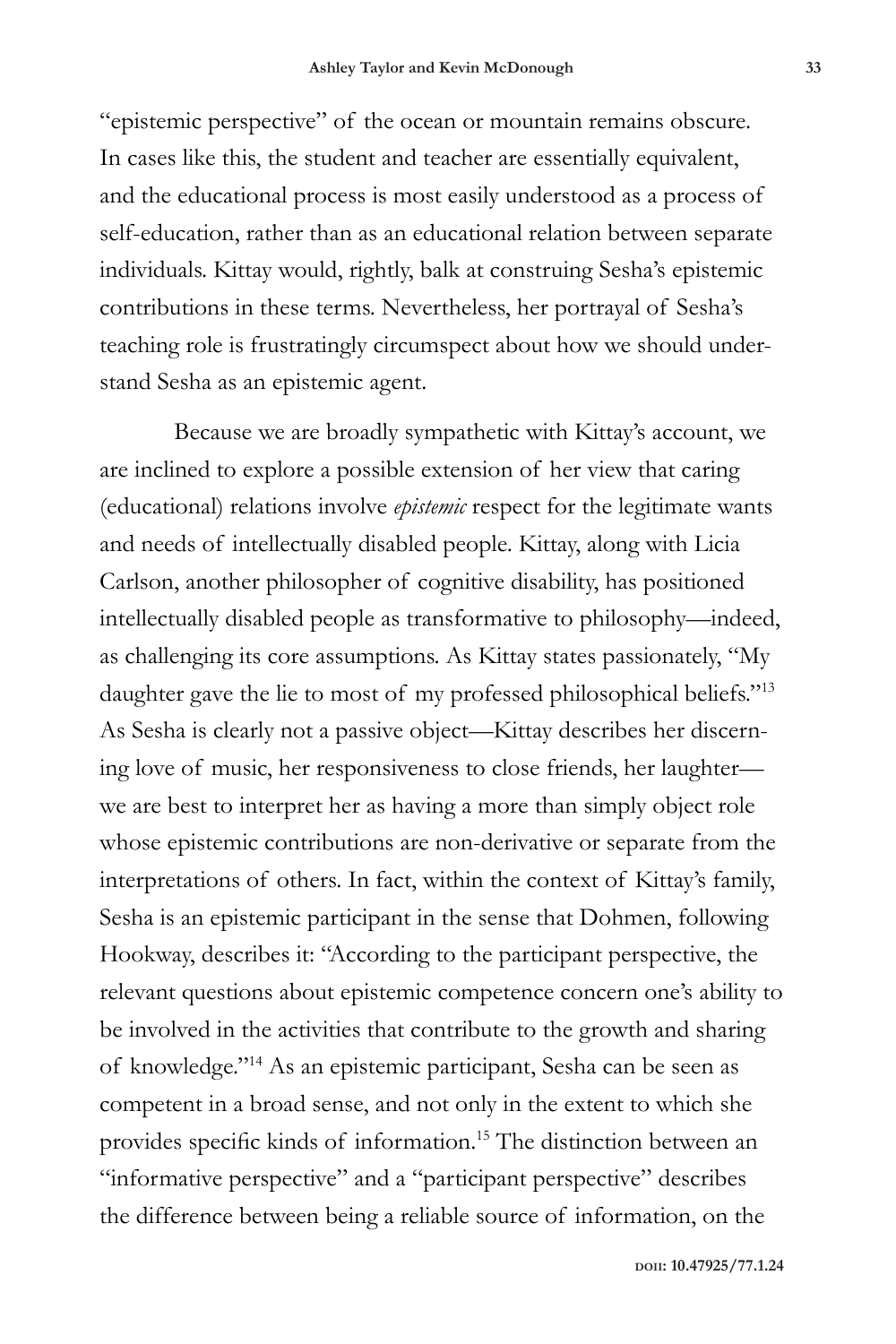"epistemic perspective" of the ocean or mountain remains obscure. In cases like this, the student and teacher are essentially equivalent, and the educational process is most easily understood as a process of self-education, rather than as an educational relation between separate individuals. Kittay would, rightly, balk at construing Sesha's epistemic contributions in these terms. Nevertheless, her portrayal of Sesha's teaching role is frustratingly circumspect about how we should understand Sesha as an epistemic agent.

Because we are broadly sympathetic with Kittay's account, we are inclined to explore a possible extension of her view that caring (educational) relations involve *epistemic* respect for the legitimate wants and needs of intellectually disabled people. Kittay, along with Licia Carlson, another philosopher of cognitive disability, has positioned intellectually disabled people as transformative to philosophy—indeed, as challenging its core assumptions. As Kittay states passionately, "My daughter gave the lie to most of my professed philosophical beliefs."[13] As Sesha is clearly not a passive object—Kittay describes her discerning love of music, her responsiveness to close friends, her laughter—we are best to interpret her as having a more than simply object role whose epistemic contributions are non-derivative or separate from the interpretations of others. In fact, within the context of Kittay's family, Sesha is an epistemic participant in the sense that Dohmen, following Hookway, describes it: "According to the participant perspective, the relevant questions about epistemic competence concern one's ability to be involved in the activities that contribute to the growth and sharing of knowledge."[14] As an epistemic participant, Sesha can be seen as competent in a broad sense, and not only in the extent to which she provides specific kinds of information.[15] The distinction between an "informative perspective" and a "participant perspective" describes the difference between being a reliable source of information, on the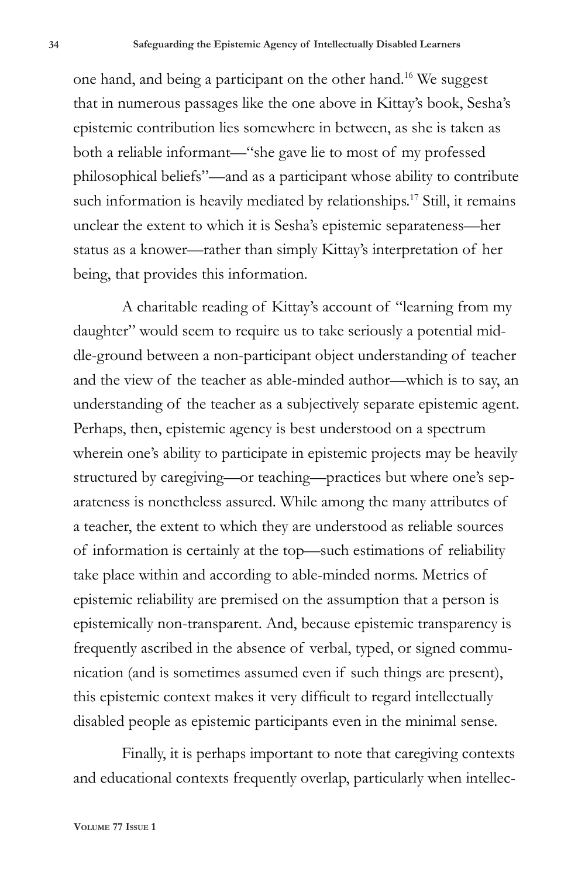one hand, and being a participant on the other hand.[16] We suggest that in numerous passages like the one above in Kittay's book, Sesha's epistemic contribution lies somewhere in between, as she is taken as both a reliable informant—"she gave lie to most of my professed philosophical beliefs"—and as a participant whose ability to contribute such information is heavily mediated by relationships.[17] Still, it remains unclear the extent to which it is Sesha's epistemic separateness—her status as a knower—rather than simply Kittay's interpretation of her being, that provides this information.

A charitable reading of Kittay's account of "learning from my daughter" would seem to require us to take seriously a potential middle-ground between a non-participant object understanding of teacher and the view of the teacher as able-minded author—which is to say, an understanding of the teacher as a subjectively separate epistemic agent. Perhaps, then, epistemic agency is best understood on a spectrum wherein one's ability to participate in epistemic projects may be heavily structured by caregiving—or teaching—practices but where one's separateness is nonetheless assured. While among the many attributes of a teacher, the extent to which they are understood as reliable sources of information is certainly at the top—such estimations of reliability take place within and according to able-minded norms. Metrics of epistemic reliability are premised on the assumption that a person is epistemically non-transparent. And, because epistemic transparency is frequently ascribed in the absence of verbal, typed, or signed communication (and is sometimes assumed even if such things are present), this epistemic context makes it very difficult to regard intellectually disabled people as epistemic participants even in the minimal sense.

Finally, it is perhaps important to note that caregiving contexts and educational contexts frequently overlap, particularly when intellec-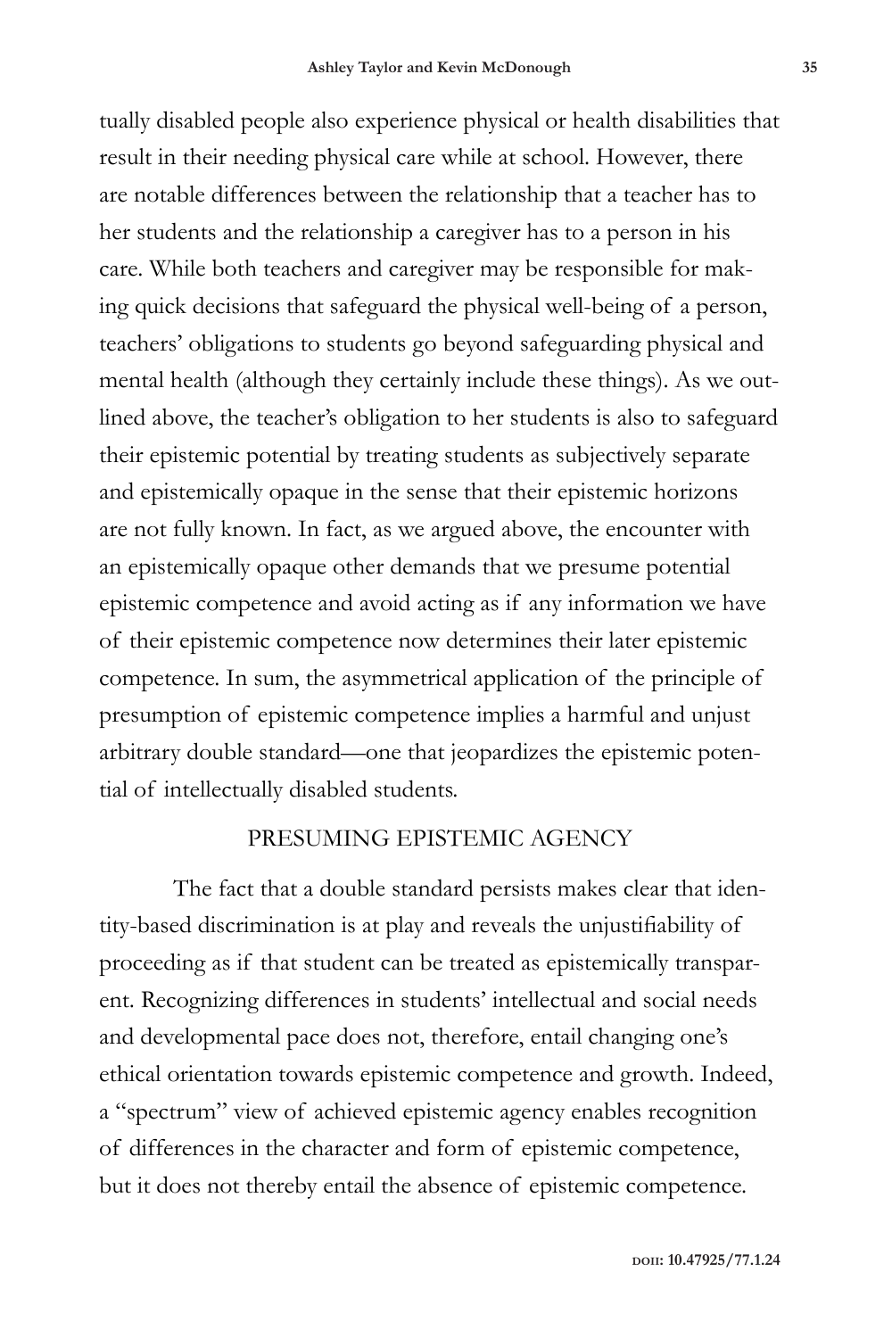tually disabled people also experience physical or health disabilities that result in their needing physical care while at school. However, there are notable differences between the relationship that a teacher has to her students and the relationship a caregiver has to a person in his care. While both teachers and caregiver may be responsible for making quick decisions that safeguard the physical well-being of a person, teachers' obligations to students go beyond safeguarding physical and mental health (although they certainly include these things). As we outlined above, the teacher's obligation to her students is also to safeguard their epistemic potential by treating students as subjectively separate and epistemically opaque in the sense that their epistemic horizons are not fully known. In fact, as we argued above, the encounter with an epistemically opaque other demands that we presume potential epistemic competence and avoid acting as if any information we have of their epistemic competence now determines their later epistemic competence. In sum, the asymmetrical application of the principle of presumption of epistemic competence implies a harmful and unjust arbitrary double standard—one that jeopardizes the epistemic potential of intellectually disabled students.

## PRESUMING EPISTEMIC AGENCY

The fact that a double standard persists makes clear that identity-based discrimination is at play and reveals the unjustifiability of proceeding as if that student can be treated as epistemically transparent. Recognizing differences in students' intellectual and social needs and developmental pace does not, therefore, entail changing one's ethical orientation towards epistemic competence and growth. Indeed, a "spectrum" view of achieved epistemic agency enables recognition of differences in the character and form of epistemic competence, but it does not thereby entail the absence of epistemic competence.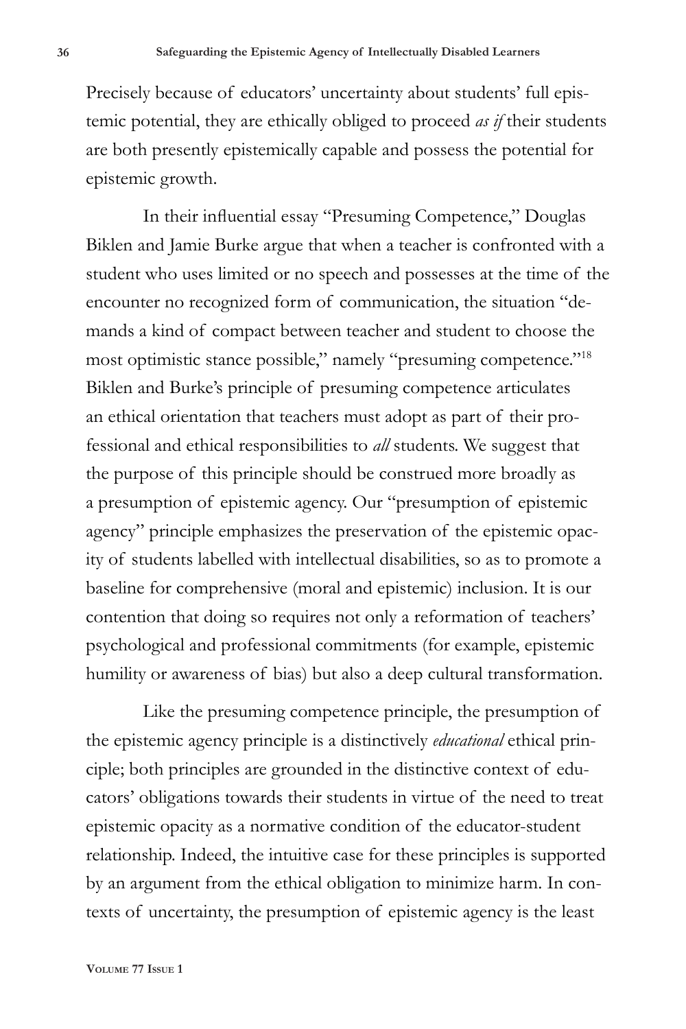Precisely because of educators' uncertainty about students' full epistemic potential, they are ethically obliged to proceed *as if* their students are both presently epistemically capable and possess the potential for epistemic growth.

In their influential essay "Presuming Competence," Douglas Biklen and Jamie Burke argue that when a teacher is confronted with a student who uses limited or no speech and possesses at the time of the encounter no recognized form of communication, the situation "demands a kind of compact between teacher and student to choose the most optimistic stance possible," namely "presuming competence."[18] Biklen and Burke's principle of presuming competence articulates an ethical orientation that teachers must adopt as part of their professional and ethical responsibilities to *all* students. We suggest that the purpose of this principle should be construed more broadly as a presumption of epistemic agency. Our "presumption of epistemic agency" principle emphasizes the preservation of the epistemic opacity of students labelled with intellectual disabilities, so as to promote a baseline for comprehensive (moral and epistemic) inclusion. It is our contention that doing so requires not only a reformation of teachers' psychological and professional commitments (for example, epistemic humility or awareness of bias) but also a deep cultural transformation.

Like the presuming competence principle, the presumption of the epistemic agency principle is a distinctively *educational* ethical principle; both principles are grounded in the distinctive context of educators' obligations towards their students in virtue of the need to treat epistemic opacity as a normative condition of the educator-student relationship. Indeed, the intuitive case for these principles is supported by an argument from the ethical obligation to minimize harm. In contexts of uncertainty, the presumption of epistemic agency is the least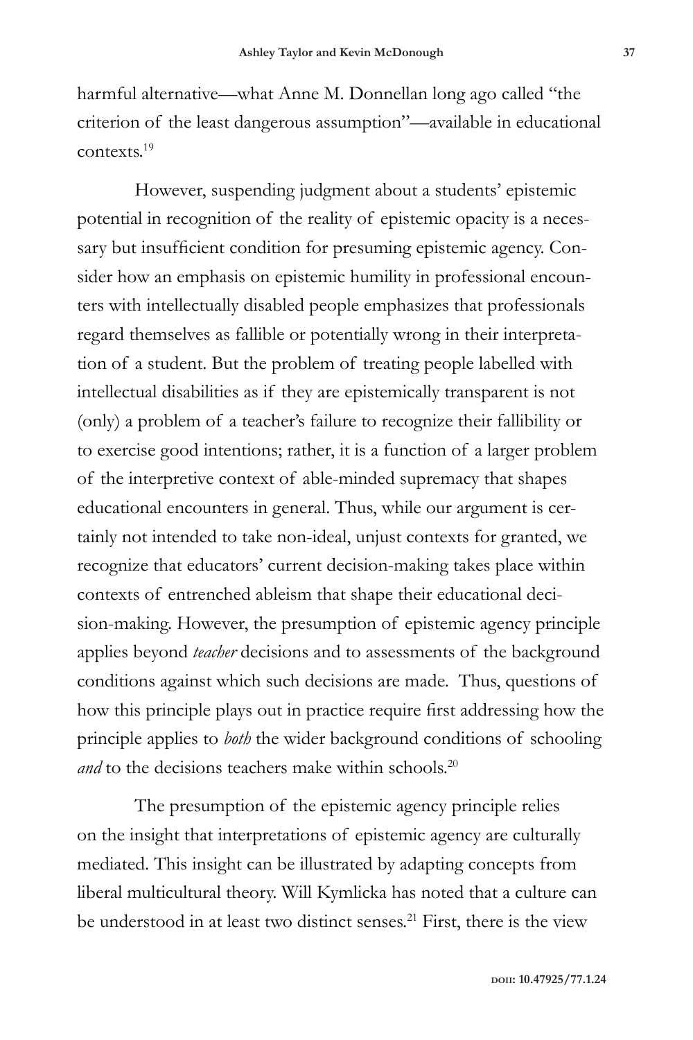harmful alternative—what Anne M. Donnellan long ago called "the criterion of the least dangerous assumption"—available in educational contexts.[19]

However, suspending judgment about a students' epistemic potential in recognition of the reality of epistemic opacity is a necessary but insufficient condition for presuming epistemic agency. Consider how an emphasis on epistemic humility in professional encounters with intellectually disabled people emphasizes that professionals regard themselves as fallible or potentially wrong in their interpretation of a student. But the problem of treating people labelled with intellectual disabilities as if they are epistemically transparent is not (only) a problem of a teacher's failure to recognize their fallibility or to exercise good intentions; rather, it is a function of a larger problem of the interpretive context of able-minded supremacy that shapes educational encounters in general. Thus, while our argument is certainly not intended to take non-ideal, unjust contexts for granted, we recognize that educators' current decision-making takes place within contexts of entrenched ableism that shape their educational decision-making. However, the presumption of epistemic agency principle applies beyond *teacher* decisions and to assessments of the background conditions against which such decisions are made. Thus, questions of how this principle plays out in practice require first addressing how the principle applies to *both* the wider background conditions of schooling *and* to the decisions teachers make within schools.[20]

The presumption of the epistemic agency principle relies on the insight that interpretations of epistemic agency are culturally mediated. This insight can be illustrated by adapting concepts from liberal multicultural theory. Will Kymlicka has noted that a culture can be understood in at least two distinct senses.[21] First, there is the view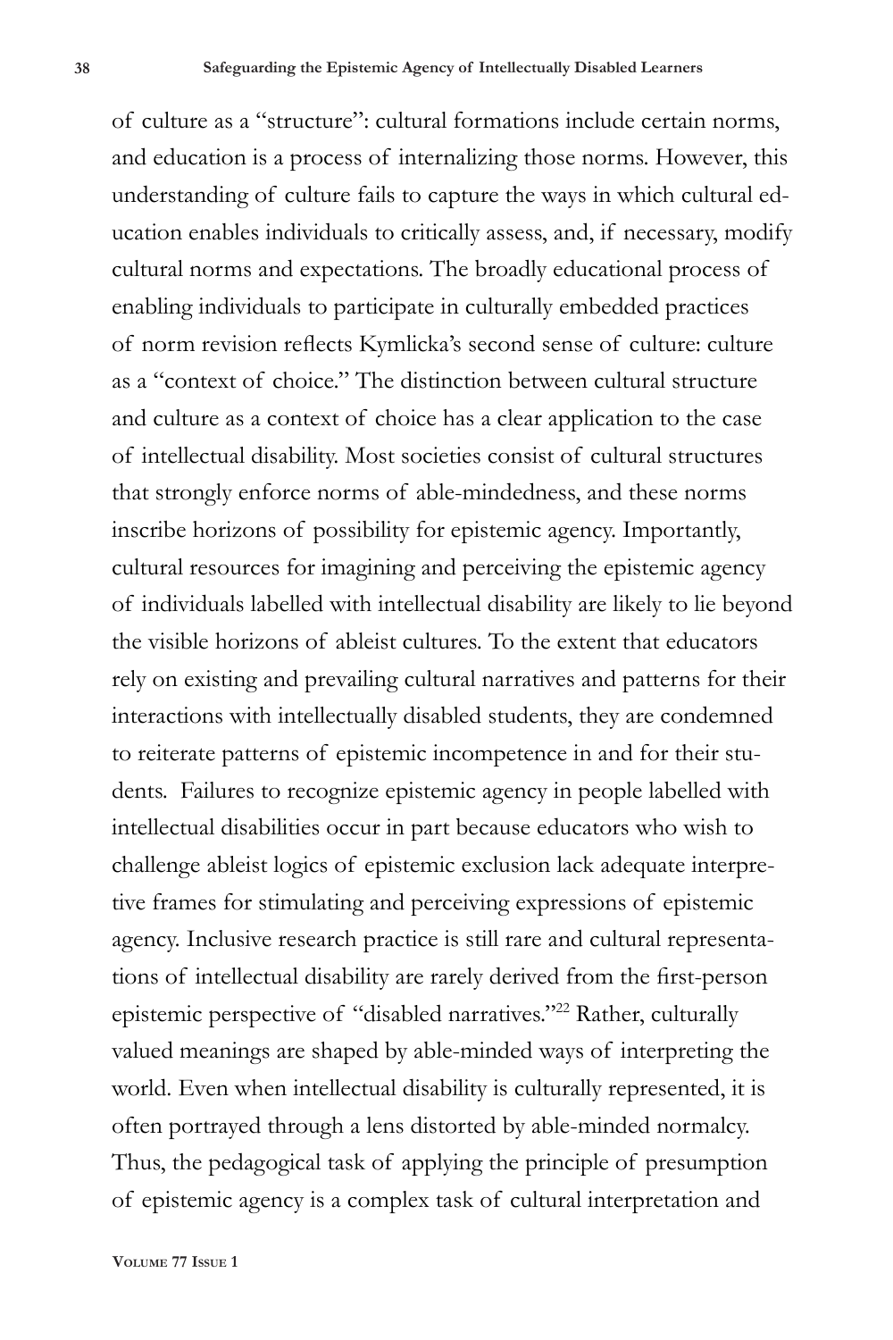of culture as a "structure": cultural formations include certain norms, and education is a process of internalizing those norms. However, this understanding of culture fails to capture the ways in which cultural education enables individuals to critically assess, and, if necessary, modify cultural norms and expectations. The broadly educational process of enabling individuals to participate in culturally embedded practices of norm revision reflects Kymlicka's second sense of culture: culture as a "context of choice." The distinction between cultural structure and culture as a context of choice has a clear application to the case of intellectual disability. Most societies consist of cultural structures that strongly enforce norms of able-mindedness, and these norms inscribe horizons of possibility for epistemic agency. Importantly, cultural resources for imagining and perceiving the epistemic agency of individuals labelled with intellectual disability are likely to lie beyond the visible horizons of ableist cultures. To the extent that educators rely on existing and prevailing cultural narratives and patterns for their interactions with intellectually disabled students, they are condemned to reiterate patterns of epistemic incompetence in and for their students. Failures to recognize epistemic agency in people labelled with intellectual disabilities occur in part because educators who wish to challenge ableist logics of epistemic exclusion lack adequate interpretive frames for stimulating and perceiving expressions of epistemic agency. Inclusive research practice is still rare and cultural representations of intellectual disability are rarely derived from the first-person epistemic perspective of "disabled narratives."[22] Rather, culturally valued meanings are shaped by able-minded ways of interpreting the world. Even when intellectual disability is culturally represented, it is often portrayed through a lens distorted by able-minded normalcy. Thus, the pedagogical task of applying the principle of presumption of epistemic agency is a complex task of cultural interpretation and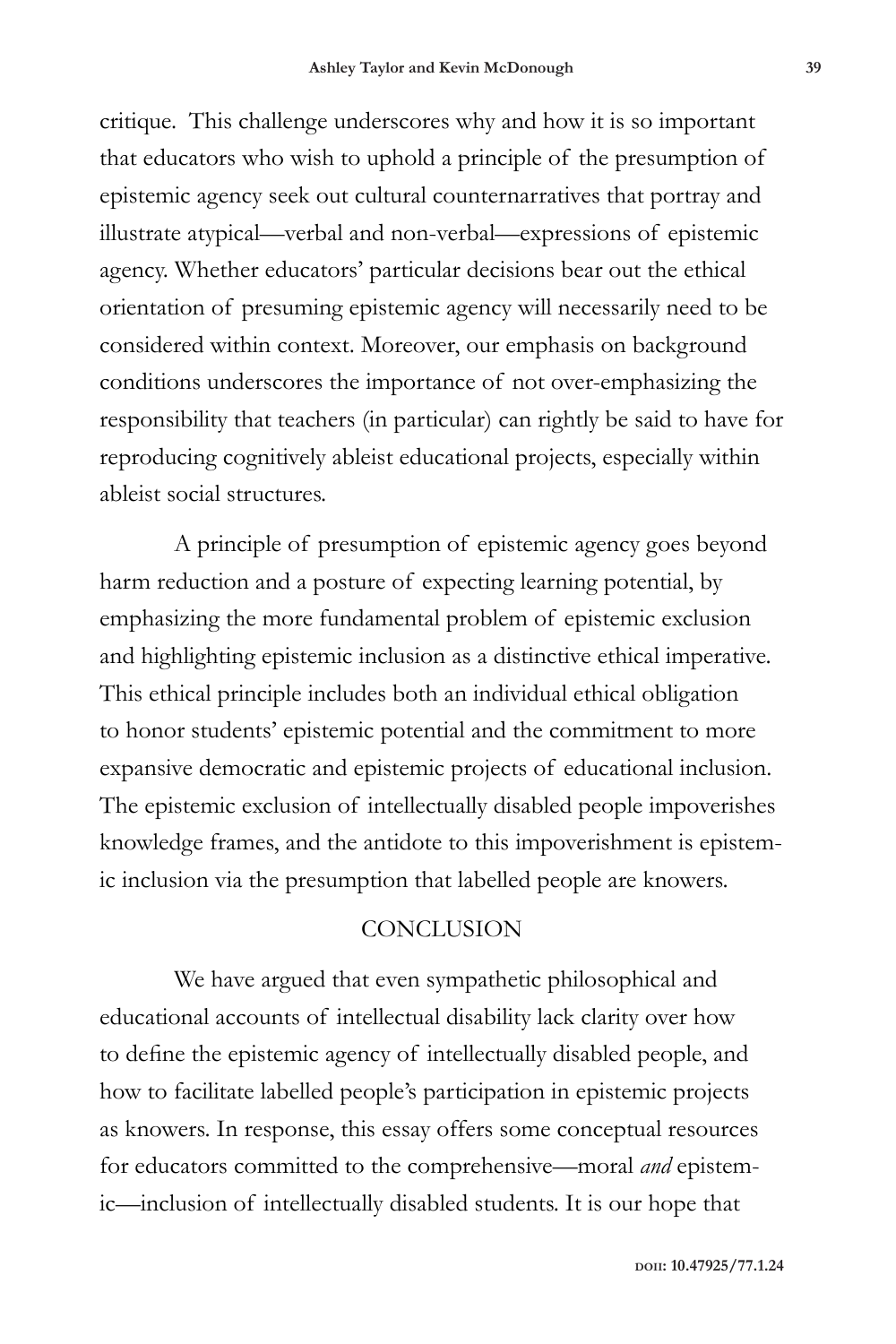critique. This challenge underscores why and how it is so important that educators who wish to uphold a principle of the presumption of epistemic agency seek out cultural counternarratives that portray and illustrate atypical—verbal and non-verbal—expressions of epistemic agency. Whether educators' particular decisions bear out the ethical orientation of presuming epistemic agency will necessarily need to be considered within context. Moreover, our emphasis on background conditions underscores the importance of not over-emphasizing the responsibility that teachers (in particular) can rightly be said to have for reproducing cognitively ableist educational projects, especially within ableist social structures.

A principle of presumption of epistemic agency goes beyond harm reduction and a posture of expecting learning potential, by emphasizing the more fundamental problem of epistemic exclusion and highlighting epistemic inclusion as a distinctive ethical imperative. This ethical principle includes both an individual ethical obligation to honor students' epistemic potential and the commitment to more expansive democratic and epistemic projects of educational inclusion. The epistemic exclusion of intellectually disabled people impoverishes knowledge frames, and the antidote to this impoverishment is epistemic inclusion via the presumption that labelled people are knowers.

## CONCLUSION

We have argued that even sympathetic philosophical and educational accounts of intellectual disability lack clarity over how to define the epistemic agency of intellectually disabled people, and how to facilitate labelled people's participation in epistemic projects as knowers. In response, this essay offers some conceptual resources for educators committed to the comprehensive—moral *and* epistemic—inclusion of intellectually disabled students. It is our hope that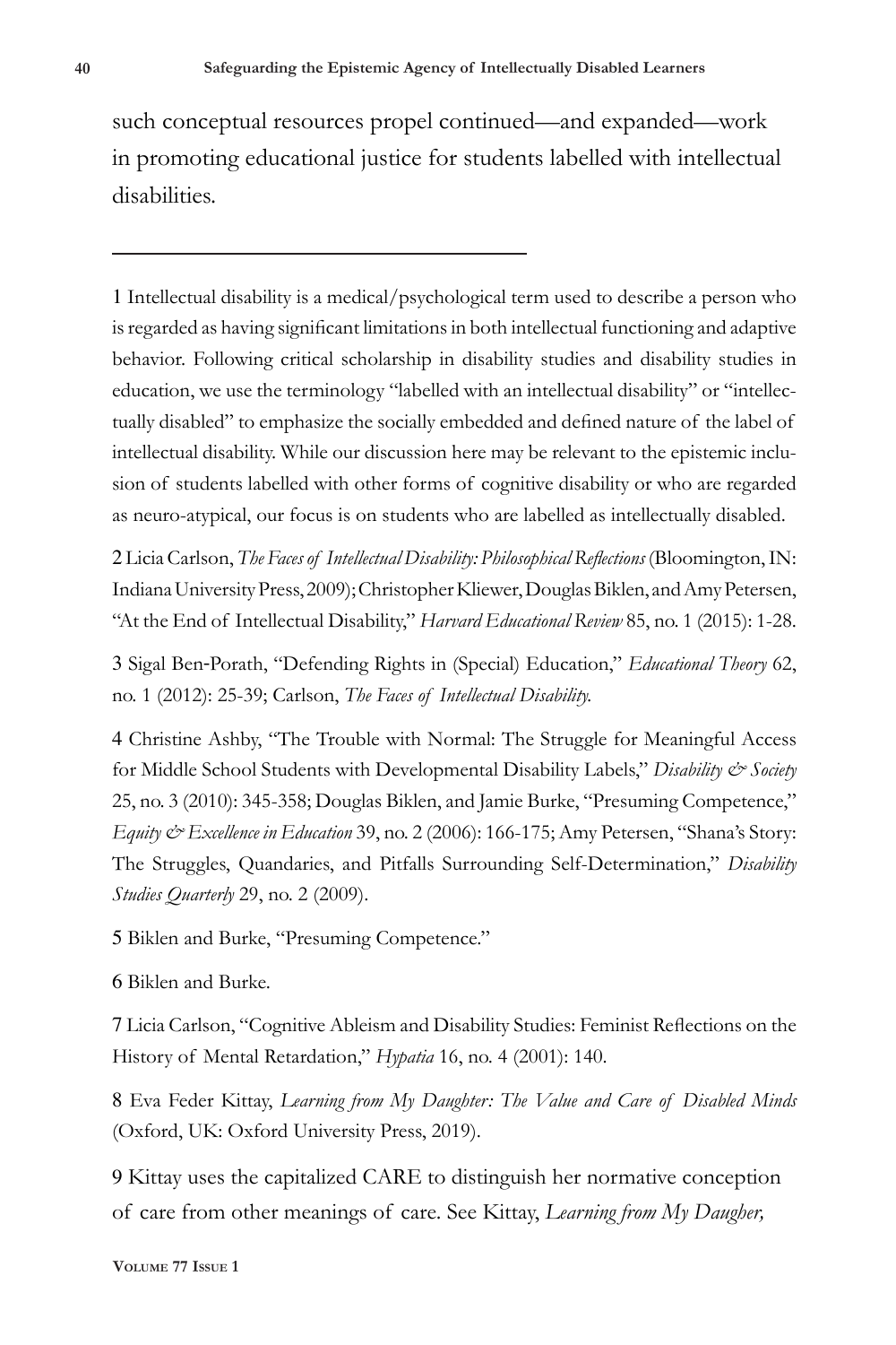such conceptual resources propel continued—and expanded—work in promoting educational justice for students labelled with intellectual disabilities.

---

1 Intellectual disability is a medical/psychological term used to describe a person who is regarded as having significant limitations in both intellectual functioning and adaptive behavior. Following critical scholarship in disability studies and disability studies in education, we use the terminology "labelled with an intellectual disability" or "intellectually disabled" to emphasize the socially embedded and defined nature of the label of intellectual disability. While our discussion here may be relevant to the epistemic inclusion of students labelled with other forms of cognitive disability or who are regarded as neuro-atypical, our focus is on students who are labelled as intellectually disabled.

2 Licia Carlson, *The Faces of Intellectual Disability: Philosophical Reflections* (Bloomington, IN: Indiana University Press, 2009); Christopher Kliewer, Douglas Biklen, and Amy Petersen, "At the End of Intellectual Disability," *Harvard Educational Review* 85, no. 1 (2015): 1-28.

3 Sigal Ben-Porath, "Defending Rights in (Special) Education," *Educational Theory* 62, no. 1 (2012): 25-39; Carlson, *The Faces of Intellectual Disability.*

4 Christine Ashby, "The Trouble with Normal: The Struggle for Meaningful Access for Middle School Students with Developmental Disability Labels," *Disability & Society* 25, no. 3 (2010): 345-358; Douglas Biklen, and Jamie Burke, "Presuming Competence," *Equity & Excellence in Education* 39, no. 2 (2006): 166-175; Amy Petersen, "Shana's Story: The Struggles, Quandaries, and Pitfalls Surrounding Self-Determination," *Disability Studies Quarterly* 29, no. 2 (2009).

5 Biklen and Burke, "Presuming Competence."

6 Biklen and Burke.

7 Licia Carlson, "Cognitive Ableism and Disability Studies: Feminist Reflections on the History of Mental Retardation," *Hypatia* 16, no. 4 (2001): 140.

8 Eva Feder Kittay, *Learning from My Daughter: The Value and Care of Disabled Minds* (Oxford, UK: Oxford University Press, 2019).

9 Kittay uses the capitalized CARE to distinguish her normative conception of care from other meanings of care. See Kittay, *Learning from My Daugher,*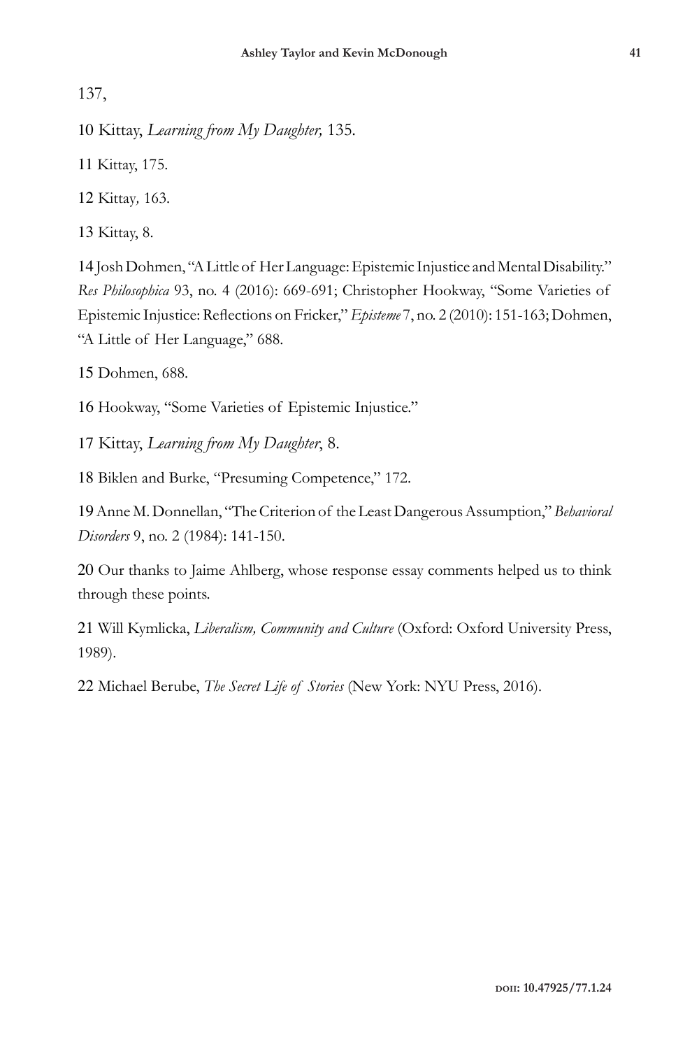137,

10 Kittay, *Learning from My Daughter,* 135.

11 Kittay, 175.

12 Kittay*,* 163.

13 Kittay, 8.

14 Josh Dohmen, "A Little of Her Language: Epistemic Injustice and Mental Disability." *Res Philosophica* 93, no. 4 (2016): 669-691; Christopher Hookway, "Some Varieties of Epistemic Injustice: Reflections on Fricker," *Episteme* 7, no. 2 (2010): 151-163; Dohmen, "A Little of Her Language," 688.

15 Dohmen, 688.

16 Hookway, "Some Varieties of Epistemic Injustice."

17 Kittay, *Learning from My Daughter*, 8.

18 Biklen and Burke, "Presuming Competence," 172.

19 Anne M. Donnellan, "The Criterion of the Least Dangerous Assumption," *Behavioral Disorders* 9, no. 2 (1984): 141-150.

20 Our thanks to Jaime Ahlberg, whose response essay comments helped us to think through these points.

21 Will Kymlicka, *Liberalism, Community and Culture* (Oxford: Oxford University Press, 1989).

22 Michael Berube, *The Secret Life of Stories* (New York: NYU Press, 2016).